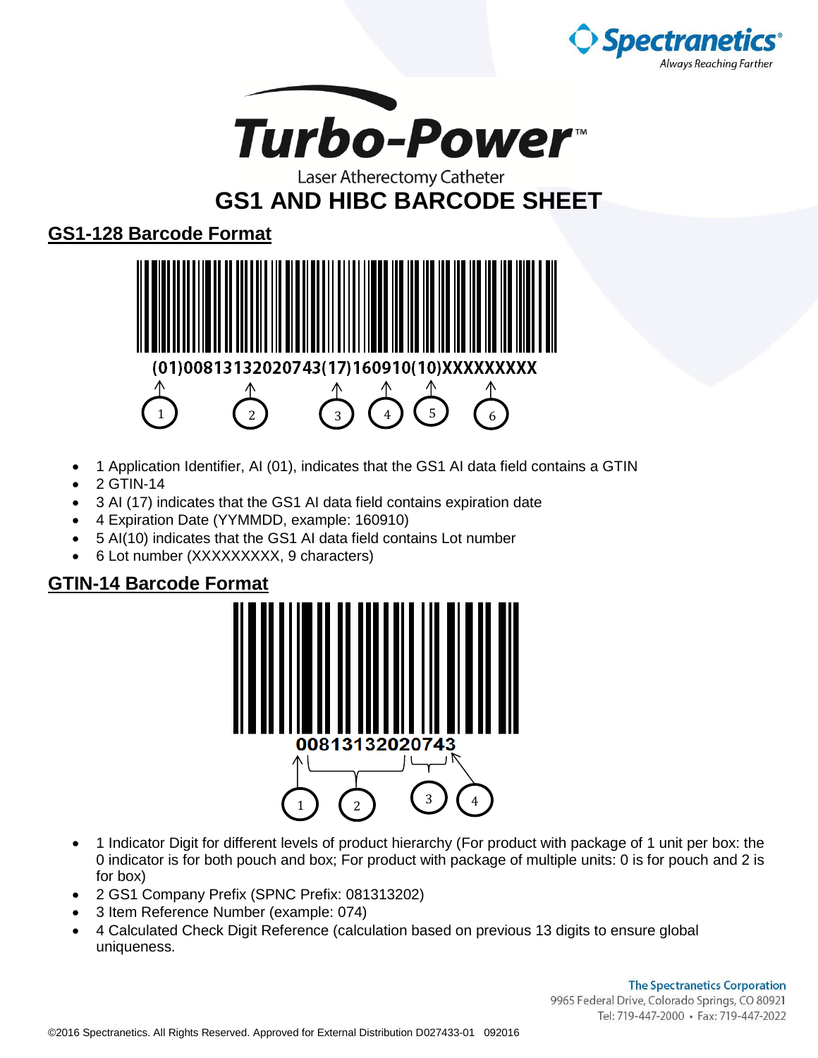Spectranetics®
Always Reaching Farther

# Turbo-Power™

Laser Atherectomy Catheter

# GS1 AND HIBC BARCODE SHEET

## GS1-128 Barcode Format

(01)00813132020743(17)160910(10)XXXXXXXXX

- 1 Application Identifier, AI (01), indicates that the GS1 AI data field contains a GTIN
- 2 GTIN-14
- 3 AI (17) indicates that the GS1 AI data field contains expiration date
- 4 Expiration Date (YYMMDD, example: 160910)
- 5 AI(10) indicates that the GS1 AI data field contains Lot number
- 6 Lot number (XXXXXXXXX, 9 characters)

## GTIN-14 Barcode Format

00813132020743

- 1 Indicator Digit for different levels of product hierarchy (For product with package of 1 unit per box: the 0 indicator is for both pouch and box; For product with package of multiple units: 0 is for pouch and 2 is for box)
- 2 GS1 Company Prefix (SPNC Prefix: 081313202)
- 3 Item Reference Number (example: 074)
- 4 Calculated Check Digit Reference (calculation based on previous 13 digits to ensure global uniqueness.

**The Spectranetics Corporation**
9965 Federal Drive, Colorado Springs, CO 80921
Tel: 719-447-2000 • Fax: 719-447-2022

©2016 Spectranetics. All Rights Reserved. Approved for External Distribution D027433-01 092016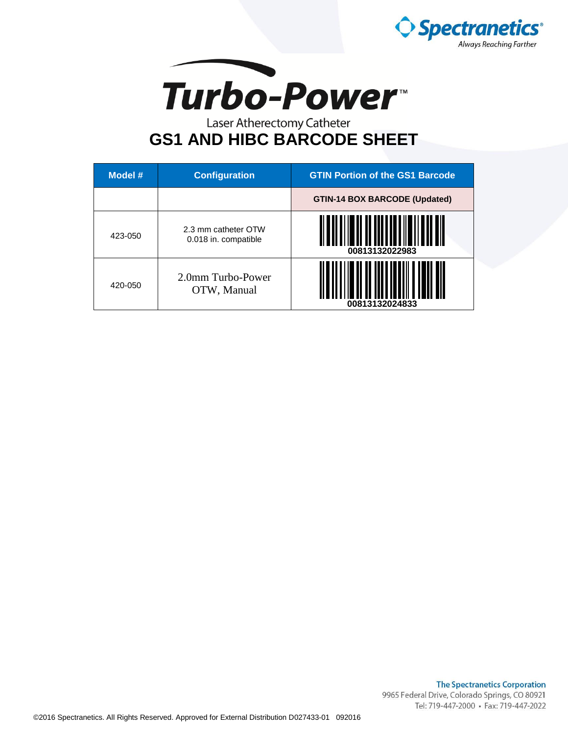Spectranetics®
Always Reaching Farther

# Turbo-Power™

Laser Atherectomy Catheter

## GS1 AND HIBC BARCODE SHEET

| Model # | Configuration | GTIN Portion of the GS1 Barcode |
| --- | --- | --- |
| | | GTIN-14 BOX BARCODE (Updated) |
| 423-050 | 2.3 mm catheter OTW 0.018 in. compatible | 00813132022983 |
| 420-050 | 2.0mm Turbo-Power OTW, Manual | 00813132024833 |

The Spectranetics Corporation
9965 Federal Drive, Colorado Springs, CO 80921
Tel: 719-447-2000 • Fax: 719-447-2022

©2016 Spectranetics. All Rights Reserved. Approved for External Distribution D027433-01 092016